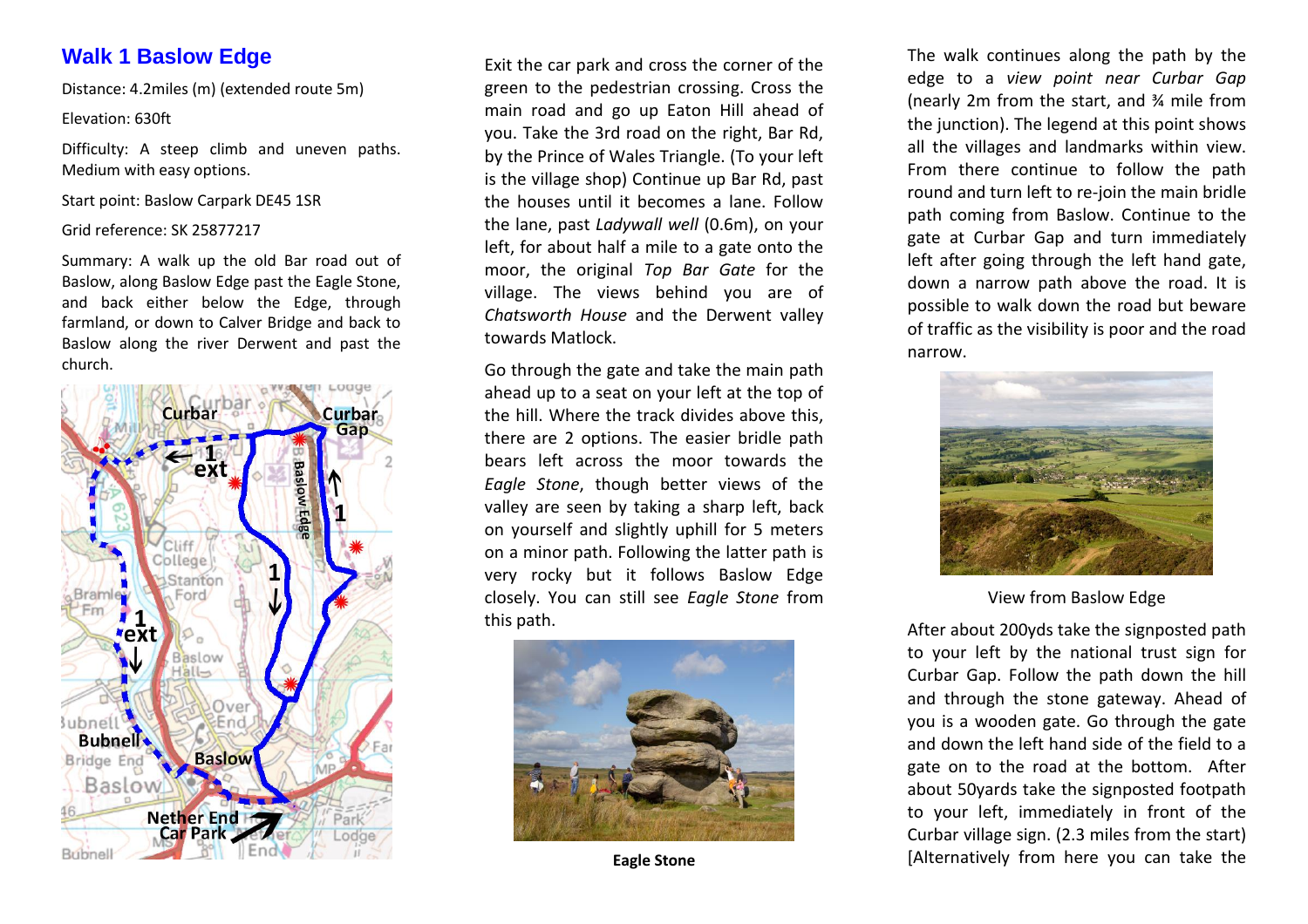# Walk 1 Baslow Edge

Distance: 4.2miles (m) (extended route 5m)

Elevation: 630ft

Difficulty: A steep climb and uneven paths. Medium with easy options.

Start point: Baslow Carpark DE45 1SR

Grid reference: SK 25877217

Summary: A walk up the old Bar road out of Baslow, along Baslow Edge past the Eagle Stone, and back either below the Edge, through farmland, or down to Calver Bridge and back to Baslow along the river Derwent and past the church.

Exit the car park and cross the corner of the green to the pedestrian crossing. Cross the main road and go up Eaton Hill ahead of you. Take the 3rd road on the right, Bar Rd, by the Prince of Wales Triangle. (To your left is the village shop) Continue up Bar Rd, past the houses until it becomes a lane. Follow the lane, past *Ladywall well* (0.6m), on your left, for about half a mile to a gate onto the moor, the original *Top Bar Gate* for the village. The views behind you are of *Chatsworth House* and the Derwent valley towards Matlock.

Go through the gate and take the main path ahead up to a seat on your left at the top of the hill. Where the track divides above this, there are 2 options. The easier bridle path bears left across the moor towards the *Eagle Stone*, though better views of the valley are seen by taking a sharp left, back on yourself and slightly uphill for 5 meters on a minor path. Following the latter path is very rocky but it follows Baslow Edge closely. You can still see *Eagle Stone* from this path.

**Eagle Stone**

The walk continues along the path by the edge to a *view point near Curbar Gap* (nearly 2m from the start, and ¾ mile from the junction). The legend at this point shows all the villages and landmarks within view. From there continue to follow the path round and turn left to re-join the main bridle path coming from Baslow. Continue to the gate at Curbar Gap and turn immediately left after going through the left hand gate, down a narrow path above the road. It is possible to walk down the road but beware of traffic as the visibility is poor and the road narrow.

View from Baslow Edge

After about 200yds take the signposted path to your left by the national trust sign for Curbar Gap. Follow the path down the hill and through the stone gateway. Ahead of you is a wooden gate. Go through the gate and down the left hand side of the field to a gate on to the road at the bottom. After about 50yards take the signposted footpath to your left, immediately in front of the Curbar village sign. (2.3 miles from the start) [Alternatively from here you can take the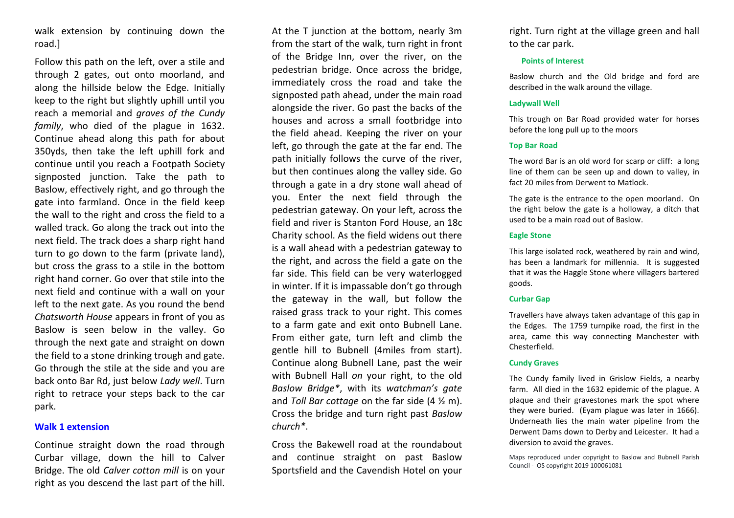walk extension by continuing down the road.]

Follow this path on the left, over a stile and through 2 gates, out onto moorland, and along the hillside below the Edge. Initially keep to the right but slightly uphill until you reach a memorial and *graves of the Cundy family*, who died of the plague in 1632. Continue ahead along this path for about 350yds, then take the left uphill fork and continue until you reach a Footpath Society signposted junction. Take the path to Baslow, effectively right, and go through the gate into farmland. Once in the field keep the wall to the right and cross the field to a walled track. Go along the track out into the next field. The track does a sharp right hand turn to go down to the farm (private land), but cross the grass to a stile in the bottom right hand corner. Go over that stile into the next field and continue with a wall on your left to the next gate. As you round the bend *Chatsworth House* appears in front of you as Baslow is seen below in the valley. Go through the next gate and straight on down the field to a stone drinking trough and gate. Go through the stile at the side and you are back onto Bar Rd, just below *Lady well*. Turn right to retrace your steps back to the car park.

### Walk 1 extension

Continue straight down the road through Curbar village, down the hill to Calver Bridge. The old *Calver cotton mill* is on your right as you descend the last part of the hill.

At the T junction at the bottom, nearly 3m from the start of the walk, turn right in front of the Bridge Inn, over the river, on the pedestrian bridge. Once across the bridge, immediately cross the road and take the signposted path ahead, under the main road alongside the river. Go past the backs of the houses and across a small footbridge into the field ahead. Keeping the river on your left, go through the gate at the far end. The path initially follows the curve of the river, but then continues along the valley side. Go through a gate in a dry stone wall ahead of you. Enter the next field through the pedestrian gateway. On your left, across the field and river is Stanton Ford House, an 18c Charity school. As the field widens out there is a wall ahead with a pedestrian gateway to the right, and across the field a gate on the far side. This field can be very waterlogged in winter. If it is impassable don't go through the gateway in the wall, but follow the raised grass track to your right. This comes to a farm gate and exit onto Bubnell Lane. From either gate, turn left and climb the gentle hill to Bubnell (4miles from start). Continue along Bubnell Lane, past the weir with Bubnell Hall *on* your right, to the old *Baslow Bridge*\*, with its *watchman's gate* and *Toll Bar cottage* on the far side (4 ½ m). Cross the bridge and turn right past *Baslow church*\*.

Cross the Bakewell road at the roundabout and continue straight on past Baslow Sportsfield and the Cavendish Hotel on your right. Turn right at the village green and hall to the car park.

### Points of Interest

Baslow church and the Old bridge and ford are described in the walk around the village.

#### Ladywall Well

This trough on Bar Road provided water for horses before the long pull up to the moors

#### Top Bar Road

The word Bar is an old word for scarp or cliff: a long line of them can be seen up and down to valley, in fact 20 miles from Derwent to Matlock.

The gate is the entrance to the open moorland. On the right below the gate is a holloway, a ditch that used to be a main road out of Baslow.

#### Eagle Stone

This large isolated rock, weathered by rain and wind, has been a landmark for millennia. It is suggested that it was the Haggle Stone where villagers bartered goods.

#### Curbar Gap

Travellers have always taken advantage of this gap in the Edges. The 1759 turnpike road, the first in the area, came this way connecting Manchester with Chesterfield.

#### Cundy Graves

The Cundy family lived in Grislow Fields, a nearby farm. All died in the 1632 epidemic of the plague. A plaque and their gravestones mark the spot where they were buried. (Eyam plague was later in 1666). Underneath lies the main water pipeline from the Derwent Dams down to Derby and Leicester. It had a diversion to avoid the graves.

Maps reproduced under copyright to Baslow and Bubnell Parish Council - OS copyright 2019 100061081